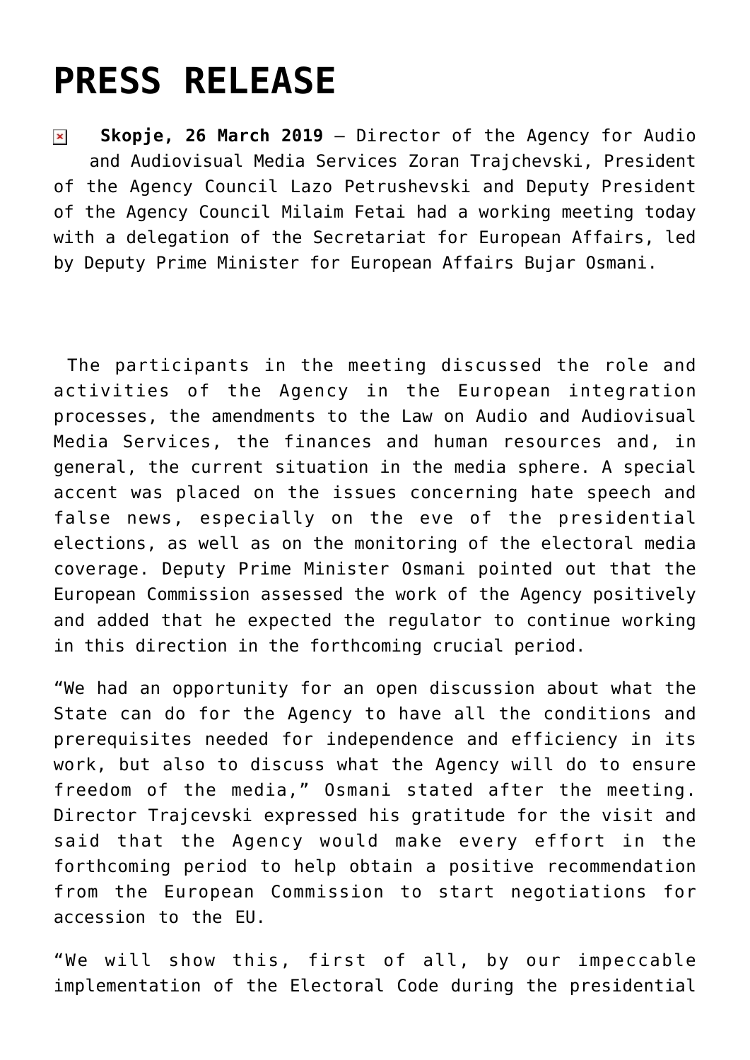# PRESS RELEASE

**Skopje, 26 March 2019** – Director of the Agency for Audio and Audiovisual Media Services Zoran Trajchevski, President of the Agency Council Lazo Petrushevski and Deputy President of the Agency Council Milaim Fetai had a working meeting today with a delegation of the Secretariat for European Affairs, led by Deputy Prime Minister for European Affairs Bujar Osmani.

The participants in the meeting discussed the role and activities of the Agency in the European integration processes, the amendments to the Law on Audio and Audiovisual Media Services, the finances and human resources and, in general, the current situation in the media sphere. A special accent was placed on the issues concerning hate speech and false news, especially on the eve of the presidential elections, as well as on the monitoring of the electoral media coverage. Deputy Prime Minister Osmani pointed out that the European Commission assessed the work of the Agency positively and added that he expected the regulator to continue working in this direction in the forthcoming crucial period.

"We had an opportunity for an open discussion about what the State can do for the Agency to have all the conditions and prerequisites needed for independence and efficiency in its work, but also to discuss what the Agency will do to ensure freedom of the media," Osmani stated after the meeting. Director Trajcevski expressed his gratitude for the visit and said that the Agency would make every effort in the forthcoming period to help obtain a positive recommendation from the European Commission to start negotiations for accession to the EU.

"We will show this, first of all, by our impeccable implementation of the Electoral Code during the presidential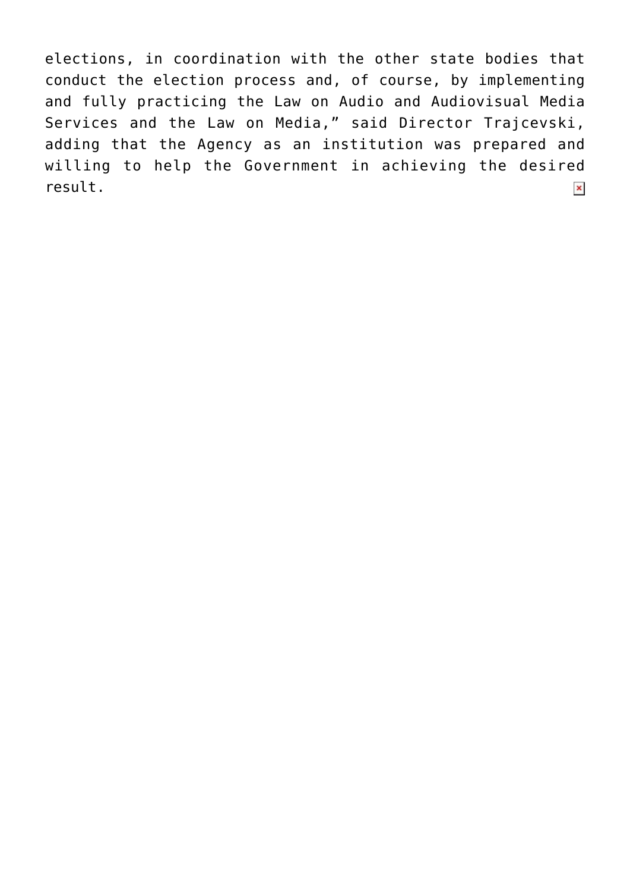elections, in coordination with the other state bodies that conduct the election process and, of course, by implementing and fully practicing the Law on Audio and Audiovisual Media Services and the Law on Media," said Director Trajcevski, adding that the Agency as an institution was prepared and willing to help the Government in achieving the desired result.